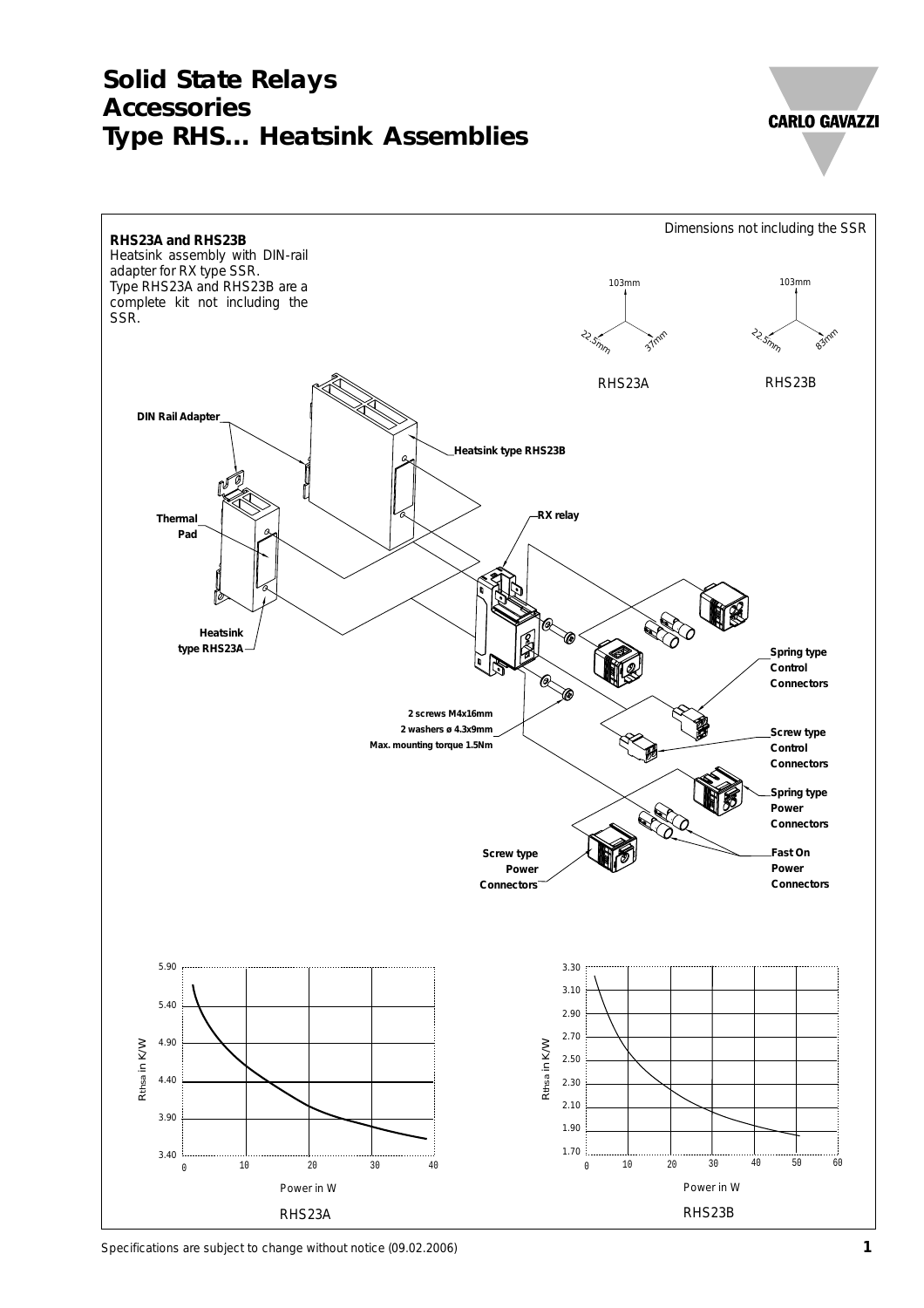# Solid State Relays Accessories Type RHS... Heatsink Assemblies

Dimensions not including the SSR

## RHS23A and RHS23B

Heatsink assembly with DIN-rail adapter for RX type SSR.
Type RHS23A and RHS23B are a complete kit not including the SSR.

RHS23A: 103mm, 22.5mm, 37mm

RHS23B: 103mm, 22.5mm, 83mm

DIN Rail Adapter

Heatsink type RHS23B

Thermal Pad

RX relay

Heatsink type RHS23A

Spring type Control Connectors

2 screws M4x16mm
2 washers ø 4.3x9mm
Max. mounting torque 1.5Nm

Screw type Control Connectors

Spring type Power Connectors

Screw type Power Connectors

Fast On Power Connectors

RHS23A (Rthsa in K/W vs. Power in W)

RHS23B (Rthsa in K/W vs. Power in W)

Specifications are subject to change without notice (09.02.2006)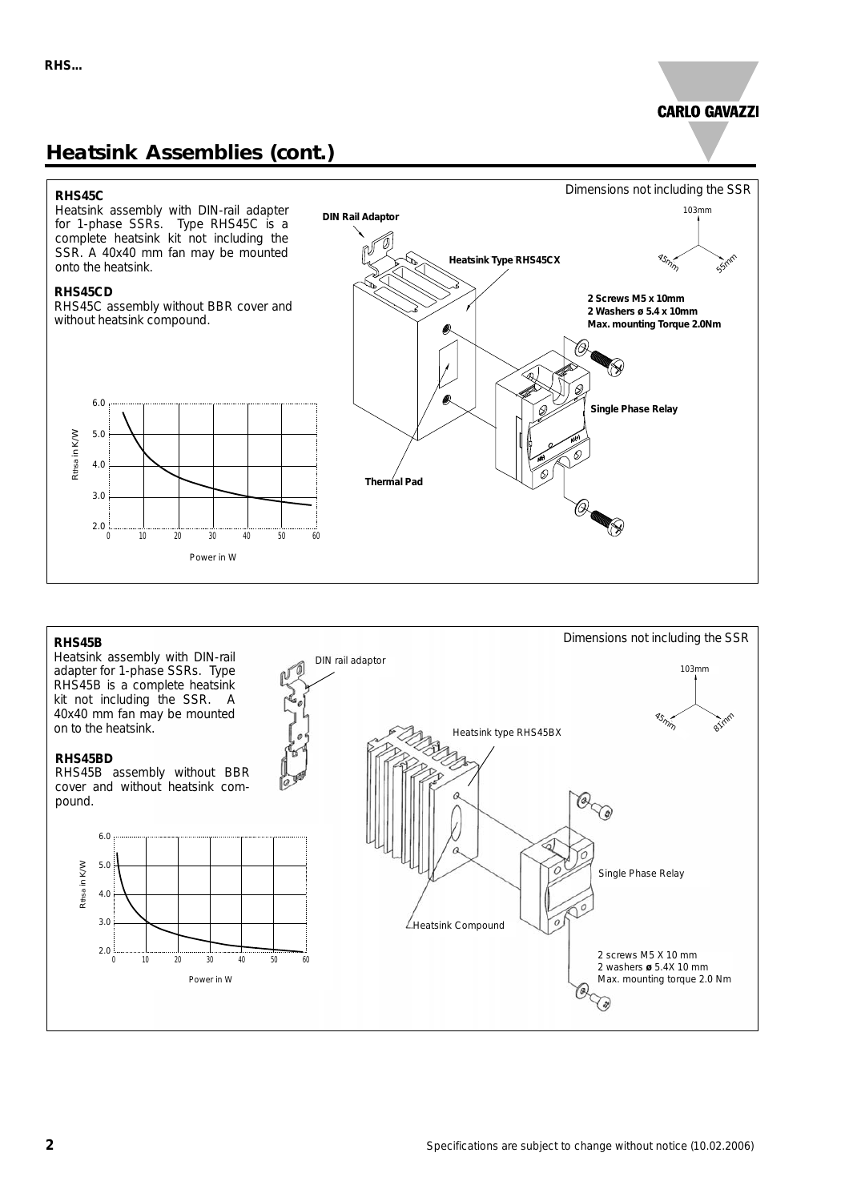## Heatsink Assemblies (cont.)

### RHS45C

Heatsink assembly with DIN-rail adapter for 1-phase SSRs. Type RHS45C is a complete heatsink kit not including the SSR. A 40x40 mm fan may be mounted onto the heatsink.

### RHS45CD

RHS45C assembly without BBR cover and without heatsink compound.

Dimensions not including the SSR

103mm, 45mm, 55mm

DIN Rail Adaptor

Heatsink Type RHS45CX

**2 Screws M5 x 10mm**
**2 Washers ø 5.4 x 10mm**
**Max. mounting Torque 2.0Nm**

Single Phase Relay

Thermal Pad

Rthsa in K/W vs. Power in W

### RHS45B

Heatsink assembly with DIN-rail adapter for 1-phase SSRs. Type RHS45B is a complete heatsink kit not including the SSR. A 40x40 mm fan may be mounted on to the heatsink.

### RHS45BD

RHS45B assembly without BBR cover and without heatsink compound.

Dimensions not including the SSR

103mm, 45mm, 81mm

DIN rail adaptor

Heatsink type RHS45BX

Single Phase Relay

Heatsink Compound

2 screws M5 X 10 mm
2 washers ø 5.4X 10 mm
Max. mounting torque 2.0 Nm

Rthsa in K/W vs. Power in W

Specifications are subject to change without notice (10.02.2006)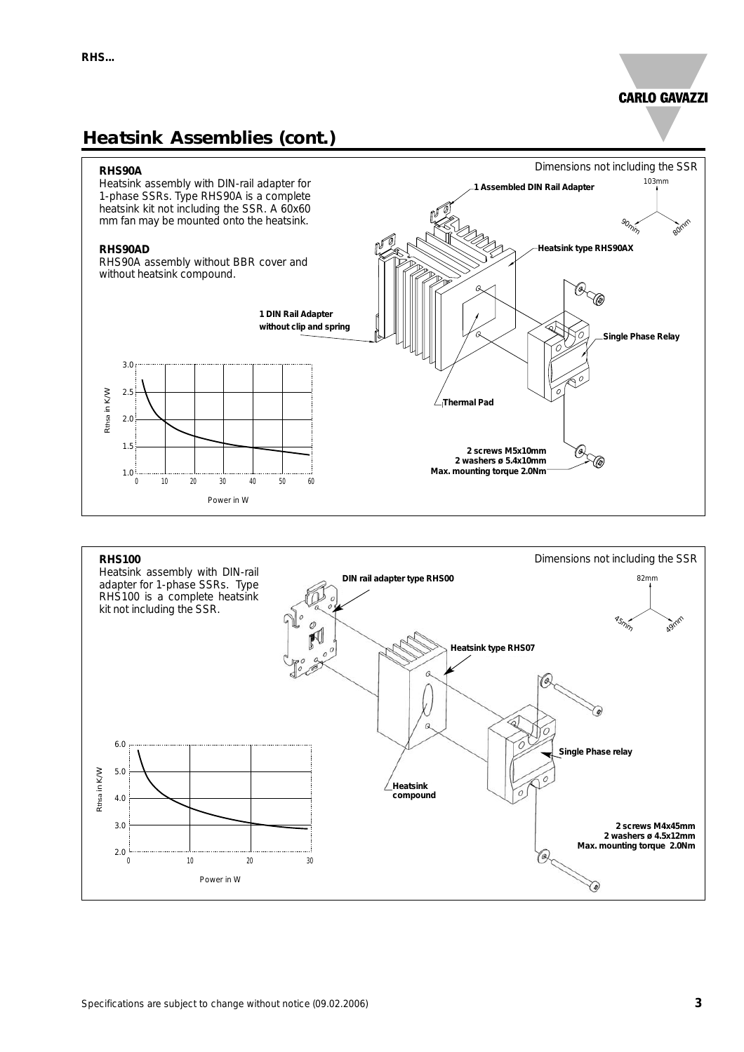## Heatsink Assemblies (cont.)

### RHS90A

Heatsink assembly with DIN-rail adapter for 1-phase SSRs. Type RHS90A is a complete heatsink kit not including the SSR. A 60x60 mm fan may be mounted onto the heatsink.

### RHS90AD

RHS90A assembly without BBR cover and without heatsink compound.

Dimensions not including the SSR

103mm, 90mm, 80mm

- 1 Assembled DIN Rail Adapter
- Heatsink type RHS90AX
- 1 DIN Rail Adapter without clip and spring
- Single Phase Relay
- Thermal Pad
- 2 screws M5x10mm
- 2 washers ø 5.4x10mm
- Max. mounting torque 2.0Nm

Rthsa in K/W vs. Power in W

### RHS100

Heatsink assembly with DIN-rail adapter for 1-phase SSRs. Type RHS100 is a complete heatsink kit not including the SSR.

Dimensions not including the SSR

82mm, 45mm, 49mm

- DIN rail adapter type RHS00
- Heatsink type RHS07
- Single Phase relay
- Heatsink compound
- 2 screws M4x45mm
- 2 washers ø 4.5x12mm
- Max. mounting torque 2.0Nm

Rthsa in K/W vs. Power in W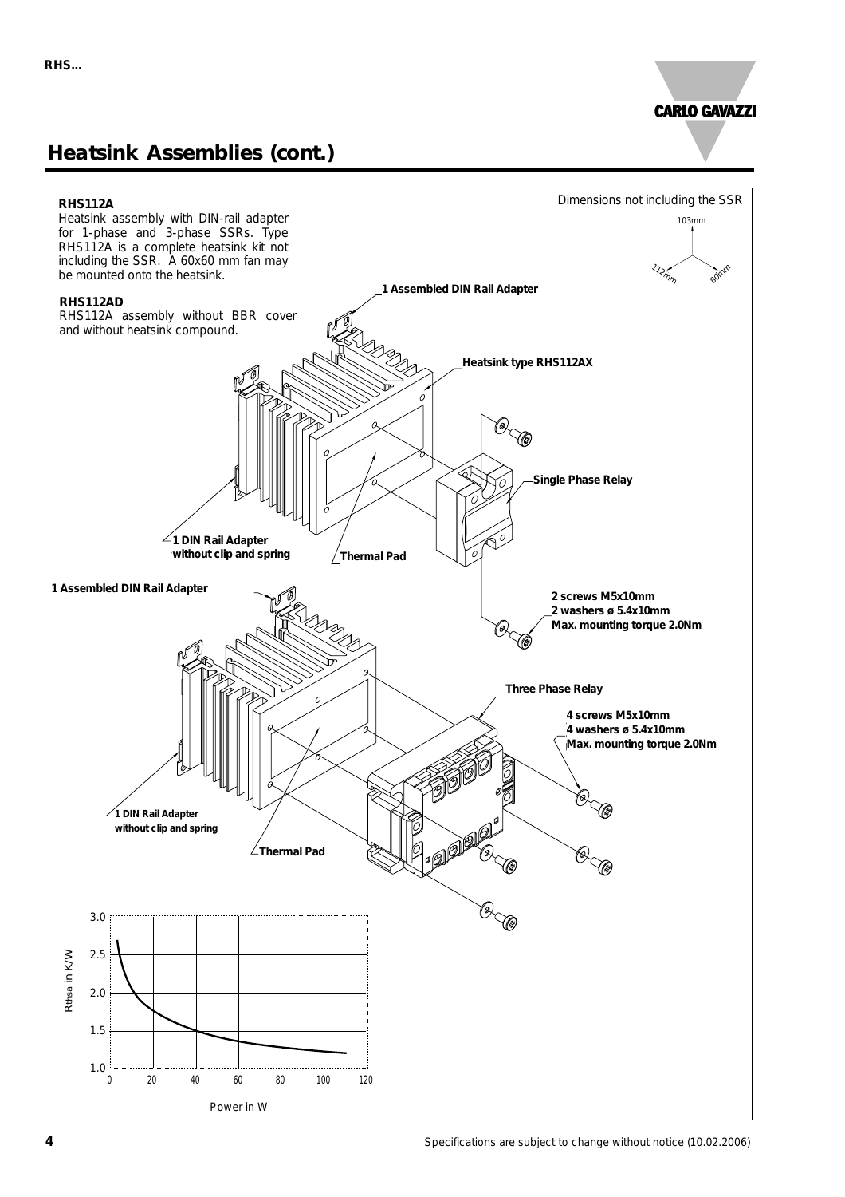## Heatsink Assemblies (cont.)

**RHS112A**
Heatsink assembly with DIN-rail adapter for 1-phase and 3-phase SSRs. Type RHS112A is a complete heatsink kit not including the SSR. A 60x60 mm fan may be mounted onto the heatsink.

**RHS112AD**
RHS112A assembly without BBR cover and without heatsink compound.

Dimensions not including the SSR

103mm

112mm

80mm

**1 Assembled DIN Rail Adapter**

**Heatsink type RHS112AX**

**Single Phase Relay**

**1 DIN Rail Adapter without clip and spring**

**Thermal Pad**

**1 Assembled DIN Rail Adapter**

**2 screws M5x10mm**
**2 washers ø 5.4x10mm**
**Max. mounting torque 2.0Nm**

**Three Phase Relay**

**4 screws M5x10mm**
**4 washers ø 5.4x10mm**
**Max. mounting torque 2.0Nm**

**1 DIN Rail Adapter without clip and spring**

**Thermal Pad**

$R_{thsa}$ in K/W

Power in W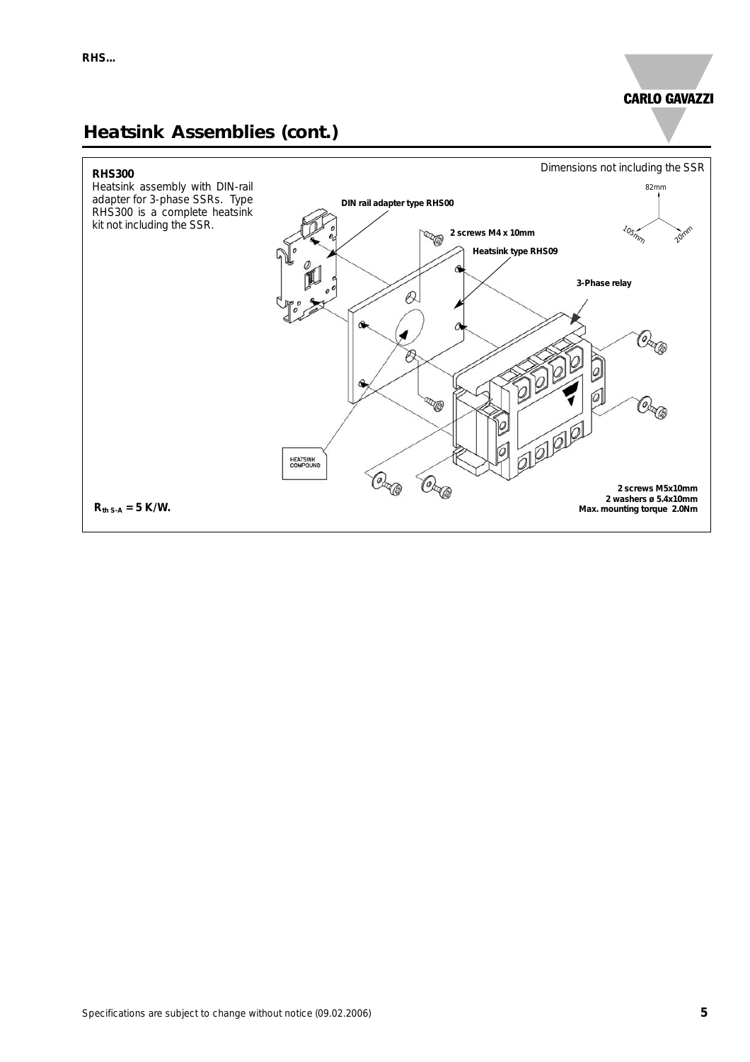## Heatsink Assemblies (cont.)

**RHS300**

Heatsink assembly with DIN-rail adapter for 3-phase SSRs. Type RHS300 is a complete heatsink kit not including the SSR.

Dimensions not including the SSR

82mm

105mm

20mm

**DIN rail adapter type RHS00**

**2 screws M4 x 10mm**

**Heatsink type RHS09**

**3-Phase relay**

HEATSINK COMPOUND

**2 screws M5x10mm**
**2 washers ø 5.4x10mm**
**Max. mounting torque 2.0Nm**

$R_{th\ S\text{-}A}$ **= 5 K/W.**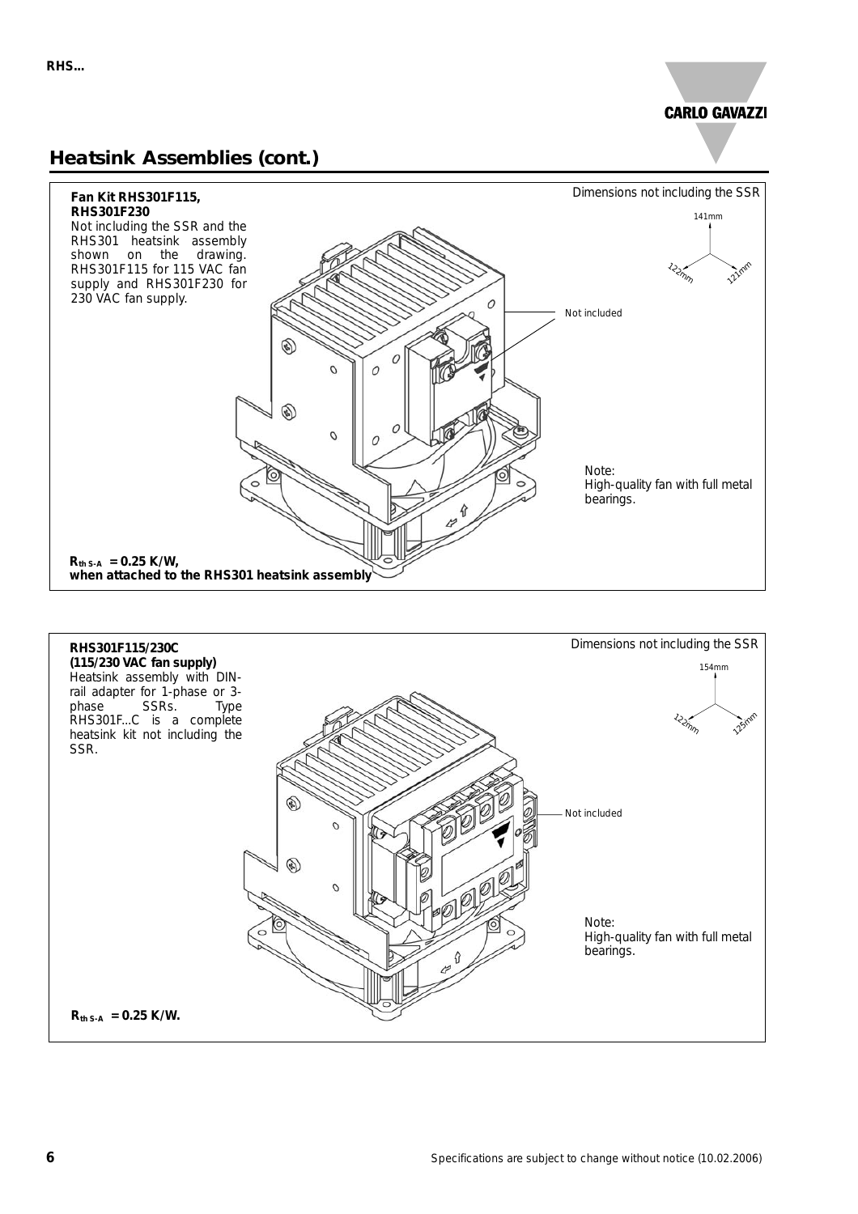## Heatsink Assemblies (cont.)

**Fan Kit RHS301F115, RHS301F230**
Not including the SSR and the RHS301 heatsink assembly shown on the drawing. RHS301F115 for 115 VAC fan supply and RHS301F230 for 230 VAC fan supply.

Dimensions not including the SSR

141mm

122mm

121mm

Not included

Note:
High-quality fan with full metal bearings.

**$R_{th\ S\text{-}A}$ = 0.25 K/W, when attached to the RHS301 heatsink assembly**

**RHS301F115/230C (115/230 VAC fan supply)**
Heatsink assembly with DIN-rail adapter for 1-phase or 3-phase SSRs. Type RHS301F...C is a complete heatsink kit not including the SSR.

Dimensions not including the SSR

154mm

122mm

125mm

Not included

Note:
High-quality fan with full metal bearings.

**$R_{th\ S\text{-}A}$ = 0.25 K/W.**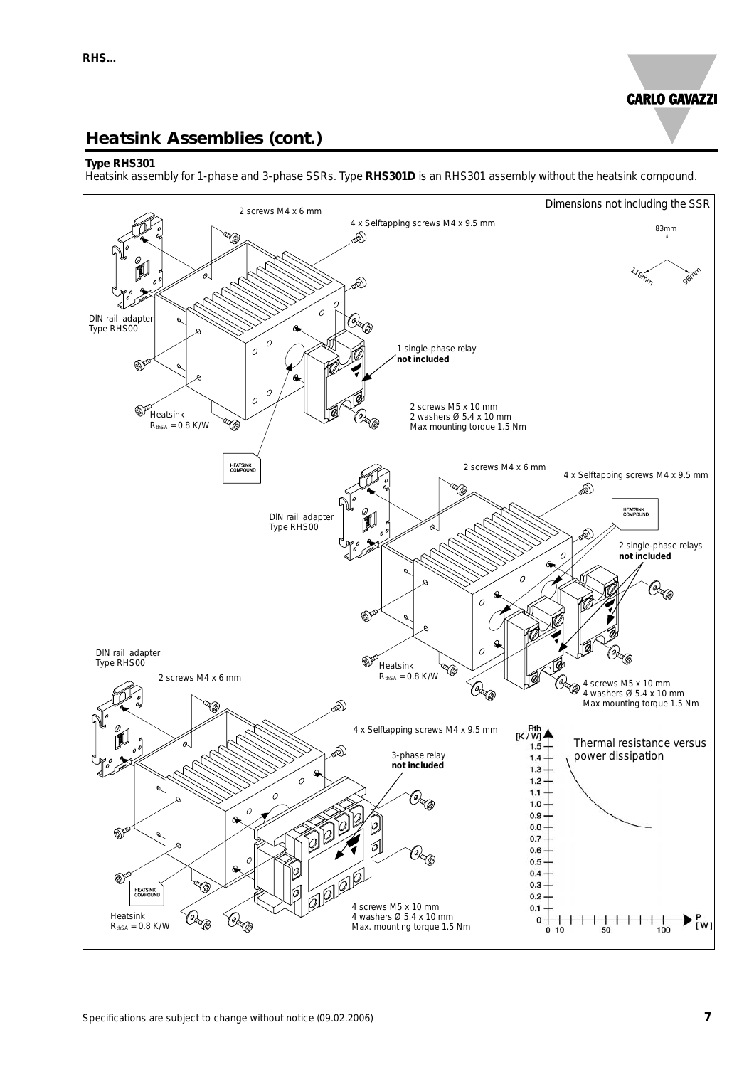## Heatsink Assemblies (cont.)

**Type RHS301**

Heatsink assembly for 1-phase and 3-phase SSRs. Type **RHS301D** is an RHS301 assembly without the heatsink compound.

Dimensions not including the SSR

83mm

118mm

96mm

2 screws M4 x 6 mm

4 x Selftapping screws M4 x 9.5 mm

DIN rail adapter Type RHS00

1 single-phase relay **not included**

2 screws M5 x 10 mm
2 washers Ø 5.4 x 10 mm
Max mounting torque 1.5 Nm

Heatsink
$R_{thSA}$ = 0.8 K/W

HEATSINK COMPOUND

2 screws M4 x 6 mm

4 x Selftapping screws M4 x 9.5 mm

DIN rail adapter Type RHS00

HEATSINK COMPOUND

2 single-phase relays **not included**

Heatsink
$R_{thSA}$ = 0.8 K/W

4 screws M5 x 10 mm
4 washers Ø 5.4 x 10 mm
Max mounting torque 1.5 Nm

DIN rail adapter Type RHS00

2 screws M4 x 6 mm

4 x Selftapping screws M4 x 9.5 mm

3-phase relay **not included**

HEATSINK COMPOUND

Heatsink
$R_{thSA}$ = 0.8 K/W

4 screws M5 x 10 mm
4 washers Ø 5.4 x 10 mm
Max. mounting torque 1.5 Nm

Thermal resistance versus power dissipation

Rth [K / W]: 0, 0.1, 0.2, 0.3, 0.4, 0.5, 0.6, 0.7, 0.8, 0.9, 1.0, 1.1, 1.2, 1.3, 1.4, 1.5

P [W]: 0, 10, 50, 100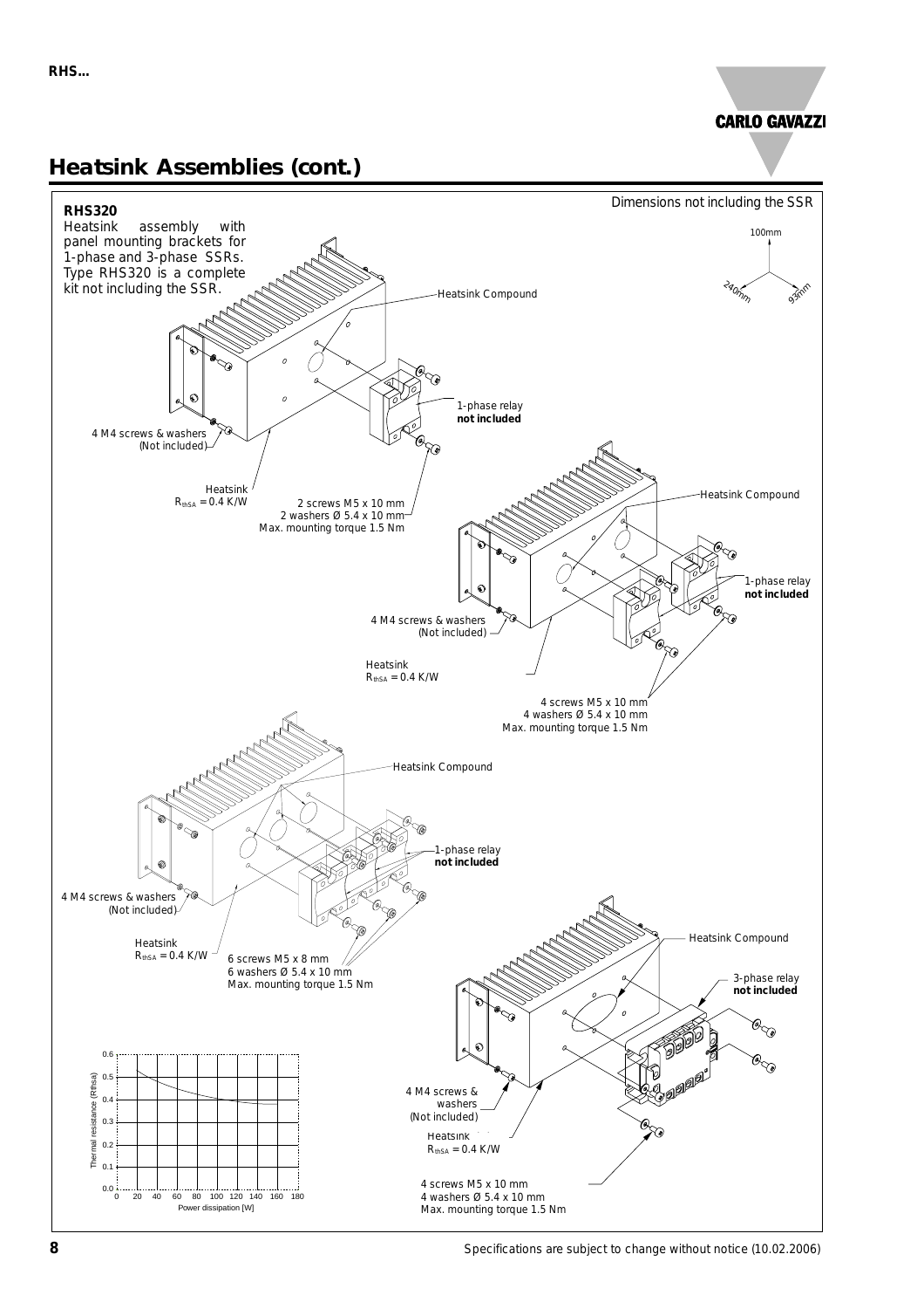## Heatsink Assemblies (cont.)

Dimensions not including the SSR

**RHS320**

Heatsink assembly with panel mounting brackets for 1-phase and 3-phase SSRs. Type RHS320 is a complete kit not including the SSR.

100mm

240mm

93mm

Heatsink Compound

1-phase relay
**not included**

4 M4 screws & washers
(Not included)

Heatsink
$R_{thSA}$ = 0.4 K/W

2 screws M5 x 10 mm
2 washers Ø 5.4 x 10 mm
Max. mounting torque 1.5 Nm

Heatsink Compound

1-phase relay
**not included**

4 M4 screws & washers
(Not included)

Heatsink
$R_{thSA}$ = 0.4 K/W

4 screws M5 x 10 mm
4 washers Ø 5.4 x 10 mm
Max. mounting torque 1.5 Nm

Heatsink Compound

1-phase relay
**not included**

4 M4 screws & washers
(Not included)

Heatsink
$R_{thSA}$ = 0.4 K/W

6 screws M5 x 8 mm
6 washers Ø 5.4 x 10 mm
Max. mounting torque 1.5 Nm

Heatsink Compound

3-phase relay
**not included**

4 M4 screws & washers
(Not included)

Heatsink
$R_{thSA}$ = 0.4 K/W

4 screws M5 x 10 mm
4 washers Ø 5.4 x 10 mm
Max. mounting torque 1.5 Nm

Thermal resistance (Rthsa)
0.0
0.1
0.2
0.3
0.4
0.5
0.6

Power dissipation [W]
0 20 40 60 80 100 120 140 160 180